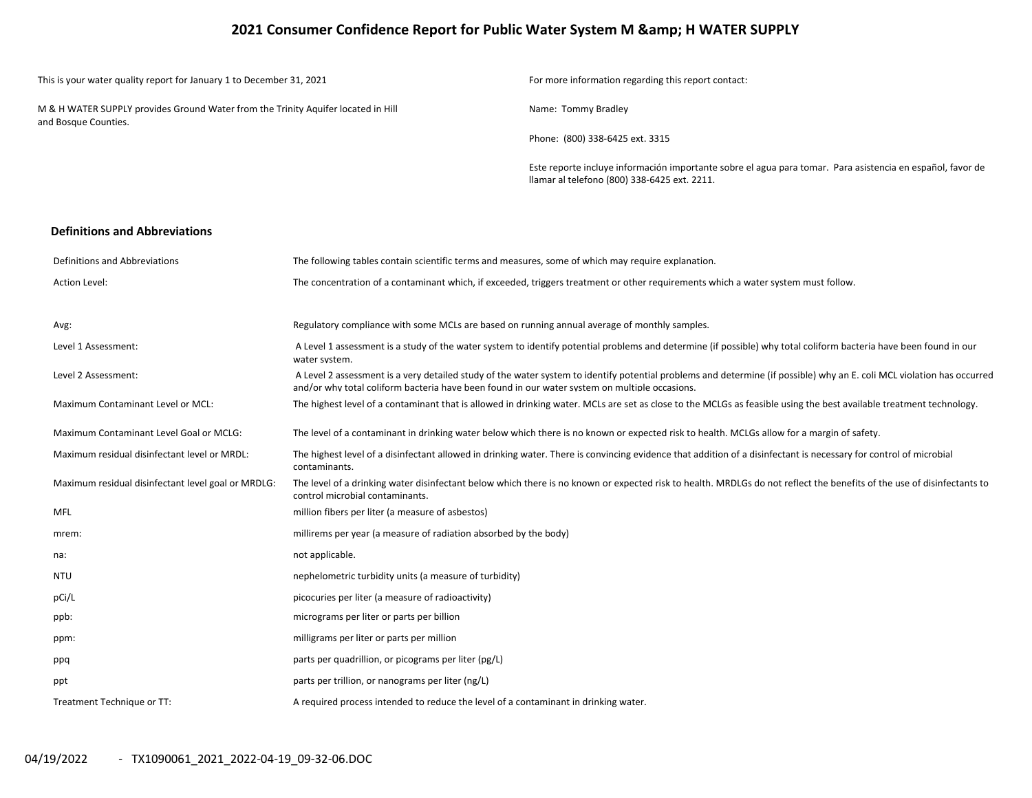# 2021 Consumer Confidence Report for Public Water System M &amp; H WATER SUPPLY

This is your water quality report for January 1 to December 31, 2021

M & H WATER SUPPLY provides Ground Water from the Trinity Aquifer located in Hill and Bosque Counties.

For more information regarding this report contact:

Name: Tommy Bradley

Phone: (800) 338-6425 ext. 3315

Este reporte incluye información importante sobre el agua para tomar. Para asistencia en español, favor de llamar al telefono (800) 338-6425 ext. 2211.

## Definitions and Abbreviations

| | |
|---|---|
| Definitions and Abbreviations | The following tables contain scientific terms and measures, some of which may require explanation. |
| Action Level: | The concentration of a contaminant which, if exceeded, triggers treatment or other requirements which a water system must follow. |
| Avg: | Regulatory compliance with some MCLs are based on running annual average of monthly samples. |
| Level 1 Assessment: | A Level 1 assessment is a study of the water system to identify potential problems and determine (if possible) why total coliform bacteria have been found in our water system. |
| Level 2 Assessment: | A Level 2 assessment is a very detailed study of the water system to identify potential problems and determine (if possible) why an E. coli MCL violation has occurred and/or why total coliform bacteria have been found in our water system on multiple occasions. |
| Maximum Contaminant Level or MCL: | The highest level of a contaminant that is allowed in drinking water. MCLs are set as close to the MCLGs as feasible using the best available treatment technology. |
| Maximum Contaminant Level Goal or MCLG: | The level of a contaminant in drinking water below which there is no known or expected risk to health. MCLGs allow for a margin of safety. |
| Maximum residual disinfectant level or MRDL: | The highest level of a disinfectant allowed in drinking water. There is convincing evidence that addition of a disinfectant is necessary for control of microbial contaminants. |
| Maximum residual disinfectant level goal or MRDLG: | The level of a drinking water disinfectant below which there is no known or expected risk to health. MRDLGs do not reflect the benefits of the use of disinfectants to control microbial contaminants. |
| MFL | million fibers per liter (a measure of asbestos) |
| mrem: | millirems per year (a measure of radiation absorbed by the body) |
| na: | not applicable. |
| NTU | nephelometric turbidity units (a measure of turbidity) |
| pCi/L | picocuries per liter (a measure of radioactivity) |
| ppb: | micrograms per liter or parts per billion |
| ppm: | milligrams per liter or parts per million |
| ppq | parts per quadrillion, or picograms per liter (pg/L) |
| ppt | parts per trillion, or nanograms per liter (ng/L) |
| Treatment Technique or TT: | A required process intended to reduce the level of a contaminant in drinking water. |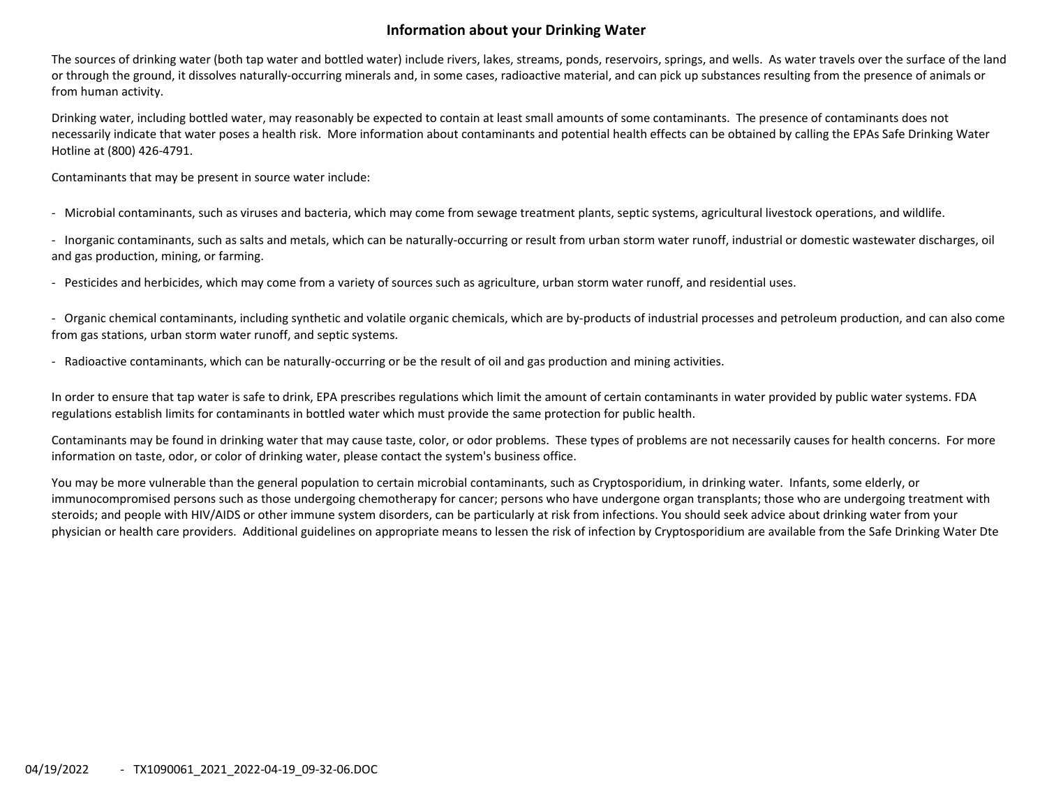## Information about your Drinking Water

The sources of drinking water (both tap water and bottled water) include rivers, lakes, streams, ponds, reservoirs, springs, and wells. As water travels over the surface of the land or through the ground, it dissolves naturally-occurring minerals and, in some cases, radioactive material, and can pick up substances resulting from the presence of animals or from human activity.

Drinking water, including bottled water, may reasonably be expected to contain at least small amounts of some contaminants. The presence of contaminants does not necessarily indicate that water poses a health risk. More information about contaminants and potential health effects can be obtained by calling the EPAs Safe Drinking Water Hotline at (800) 426-4791.

Contaminants that may be present in source water include:

- Microbial contaminants, such as viruses and bacteria, which may come from sewage treatment plants, septic systems, agricultural livestock operations, and wildlife.

- Inorganic contaminants, such as salts and metals, which can be naturally-occurring or result from urban storm water runoff, industrial or domestic wastewater discharges, oil and gas production, mining, or farming.

- Pesticides and herbicides, which may come from a variety of sources such as agriculture, urban storm water runoff, and residential uses.

- Organic chemical contaminants, including synthetic and volatile organic chemicals, which are by-products of industrial processes and petroleum production, and can also come from gas stations, urban storm water runoff, and septic systems.

- Radioactive contaminants, which can be naturally-occurring or be the result of oil and gas production and mining activities.

In order to ensure that tap water is safe to drink, EPA prescribes regulations which limit the amount of certain contaminants in water provided by public water systems. FDA regulations establish limits for contaminants in bottled water which must provide the same protection for public health.

Contaminants may be found in drinking water that may cause taste, color, or odor problems. These types of problems are not necessarily causes for health concerns. For more information on taste, odor, or color of drinking water, please contact the system's business office.

You may be more vulnerable than the general population to certain microbial contaminants, such as Cryptosporidium, in drinking water. Infants, some elderly, or immunocompromised persons such as those undergoing chemotherapy for cancer; persons who have undergone organ transplants; those who are undergoing treatment with steroids; and people with HIV/AIDS or other immune system disorders, can be particularly at risk from infections. You should seek advice about drinking water from your physician or health care providers. Additional guidelines on appropriate means to lessen the risk of infection by Cryptosporidium are available from the Safe Drinking Water Dte

04/19/2022 - TX1090061_2021_2022-04-19_09-32-06.DOC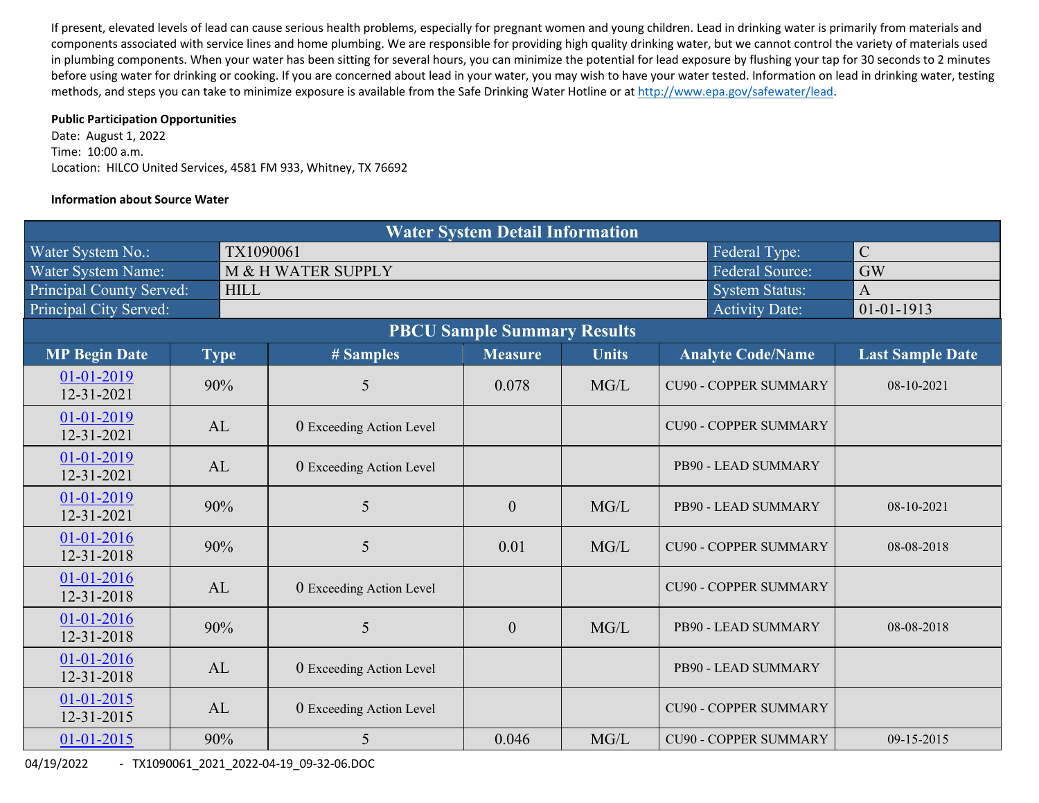If present, elevated levels of lead can cause serious health problems, especially for pregnant women and young children. Lead in drinking water is primarily from materials and components associated with service lines and home plumbing. We are responsible for providing high quality drinking water, but we cannot control the variety of materials used in plumbing components. When your water has been sitting for several hours, you can minimize the potential for lead exposure by flushing your tap for 30 seconds to 2 minutes before using water for drinking or cooking. If you are concerned about lead in your water, you may wish to have your water tested. Information on lead in drinking water, testing methods, and steps you can take to minimize exposure is available from the Safe Drinking Water Hotline or at http://www.epa.gov/safewater/lead.

**Public Participation Opportunities**

Date: August 1, 2022
Time: 10:00 a.m.
Location: HILCO United Services, 4581 FM 933, Whitney, TX 76692

**Information about Source Water**

| Water System Detail Information | | | |
|---|---|---|---|
| Water System No.: | TX1090061 | Federal Type: | C |
| Water System Name: | M & H WATER SUPPLY | Federal Source: | GW |
| Principal County Served: | HILL | System Status: | A |
| Principal City Served: | | Activity Date: | 01-01-1913 |

**PBCU Sample Summary Results**

| MP Begin Date | Type | # Samples | Measure | Units | Analyte Code/Name | Last Sample Date |
|---|---|---|---|---|---|---|
| 01-01-2019 12-31-2021 | 90% | 5 | 0.078 | MG/L | CU90 - COPPER SUMMARY | 08-10-2021 |
| 01-01-2019 12-31-2021 | AL | 0 Exceeding Action Level | | | CU90 - COPPER SUMMARY | |
| 01-01-2019 12-31-2021 | AL | 0 Exceeding Action Level | | | PB90 - LEAD SUMMARY | |
| 01-01-2019 12-31-2021 | 90% | 5 | 0 | MG/L | PB90 - LEAD SUMMARY | 08-10-2021 |
| 01-01-2016 12-31-2018 | 90% | 5 | 0.01 | MG/L | CU90 - COPPER SUMMARY | 08-08-2018 |
| 01-01-2016 12-31-2018 | AL | 0 Exceeding Action Level | | | CU90 - COPPER SUMMARY | |
| 01-01-2016 12-31-2018 | 90% | 5 | 0 | MG/L | PB90 - LEAD SUMMARY | 08-08-2018 |
| 01-01-2016 12-31-2018 | AL | 0 Exceeding Action Level | | | PB90 - LEAD SUMMARY | |
| 01-01-2015 12-31-2015 | AL | 0 Exceeding Action Level | | | CU90 - COPPER SUMMARY | |
| 01-01-2015 | 90% | 5 | 0.046 | MG/L | CU90 - COPPER SUMMARY | 09-15-2015 |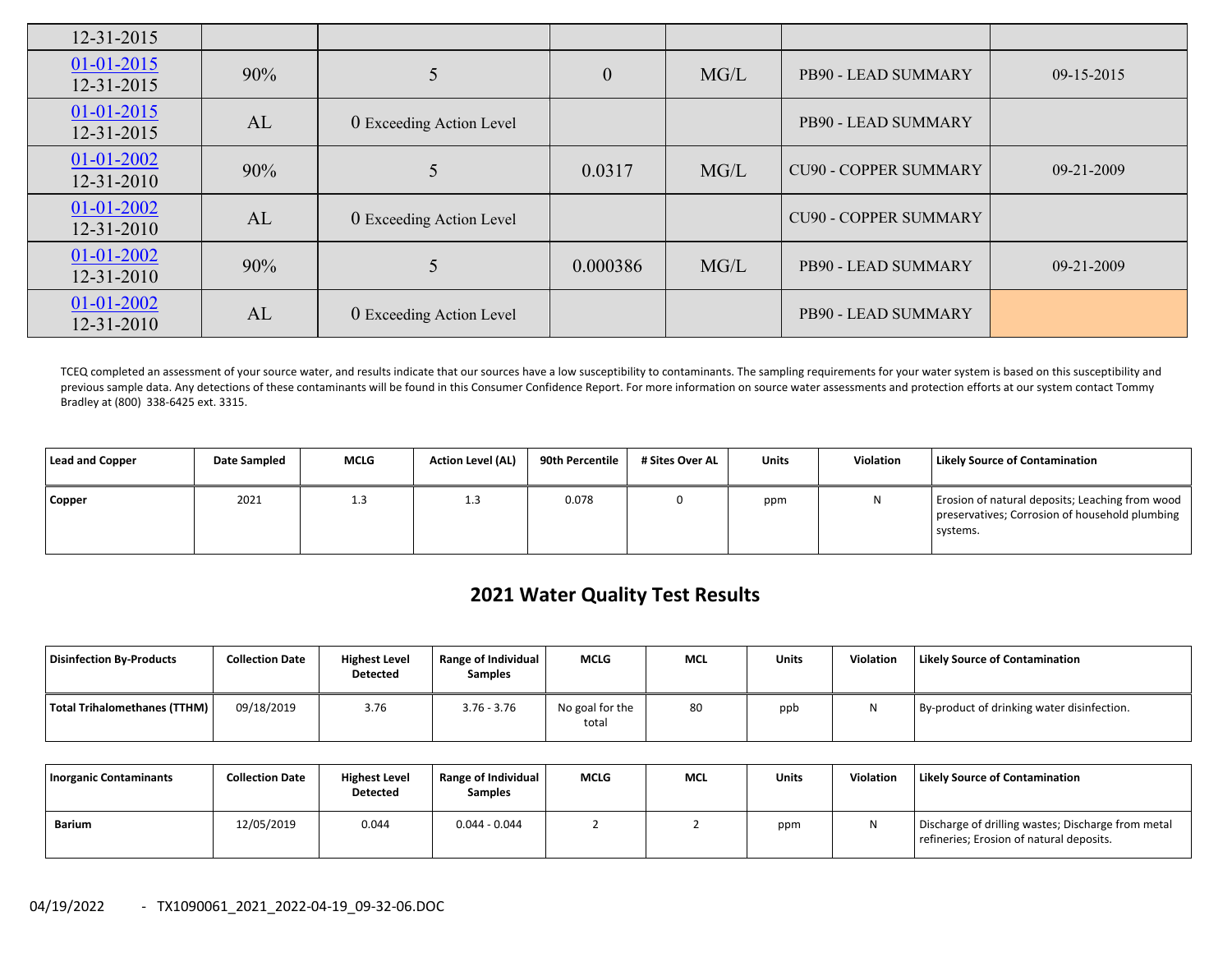| | | | | | | |
|---|---|---|---|---|---|---|
| 12-31-2015 | | | | | | |
| 01-01-2015 12-31-2015 | 90% | 5 | 0 | MG/L | PB90 - LEAD SUMMARY | 09-15-2015 |
| 01-01-2015 12-31-2015 | AL | 0 Exceeding Action Level | | | PB90 - LEAD SUMMARY | |
| 01-01-2002 12-31-2010 | 90% | 5 | 0.0317 | MG/L | CU90 - COPPER SUMMARY | 09-21-2009 |
| 01-01-2002 12-31-2010 | AL | 0 Exceeding Action Level | | | CU90 - COPPER SUMMARY | |
| 01-01-2002 12-31-2010 | 90% | 5 | 0.000386 | MG/L | PB90 - LEAD SUMMARY | 09-21-2009 |
| 01-01-2002 12-31-2010 | AL | 0 Exceeding Action Level | | | PB90 - LEAD SUMMARY | |

TCEQ completed an assessment of your source water, and results indicate that our sources have a low susceptibility to contaminants. The sampling requirements for your water system is based on this susceptibility and previous sample data. Any detections of these contaminants will be found in this Consumer Confidence Report. For more information on source water assessments and protection efforts at our system contact Tommy Bradley at (800) 338-6425 ext. 3315.

| Lead and Copper | Date Sampled | MCLG | Action Level (AL) | 90th Percentile | # Sites Over AL | Units | Violation | Likely Source of Contamination |
|---|---|---|---|---|---|---|---|---|
| Copper | 2021 | 1.3 | 1.3 | 0.078 | 0 | ppm | N | Erosion of natural deposits; Leaching from wood preservatives; Corrosion of household plumbing systems. |

## 2021 Water Quality Test Results

| Disinfection By-Products | Collection Date | Highest Level Detected | Range of Individual Samples | MCLG | MCL | Units | Violation | Likely Source of Contamination |
|---|---|---|---|---|---|---|---|---|
| Total Trihalomethanes (TTHM) | 09/18/2019 | 3.76 | 3.76 - 3.76 | No goal for the total | 80 | ppb | N | By-product of drinking water disinfection. |

| Inorganic Contaminants | Collection Date | Highest Level Detected | Range of Individual Samples | MCLG | MCL | Units | Violation | Likely Source of Contamination |
|---|---|---|---|---|---|---|---|---|
| Barium | 12/05/2019 | 0.044 | 0.044 - 0.044 | 2 | 2 | ppm | N | Discharge of drilling wastes; Discharge from metal refineries; Erosion of natural deposits. |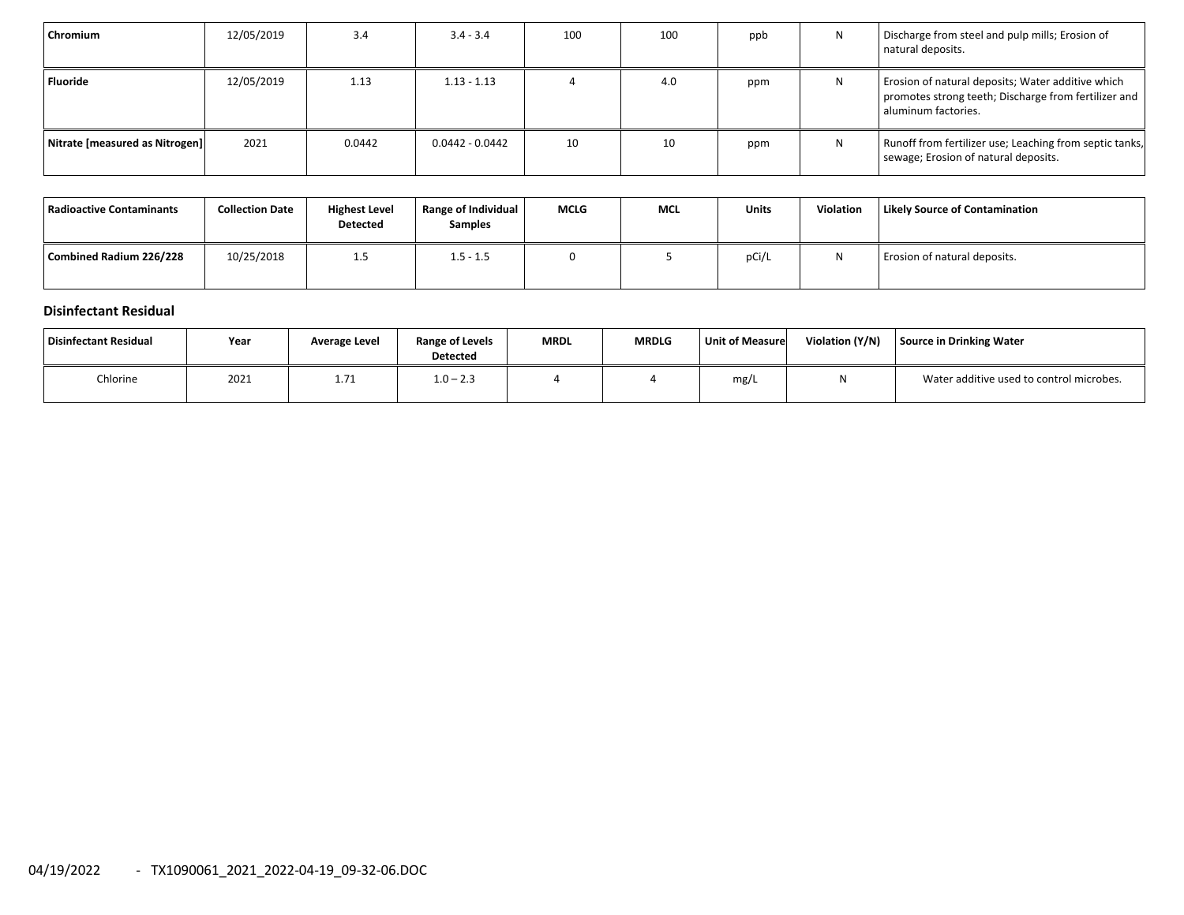| | | | | | | | | |
|---|---|---|---|---|---|---|---|---|
| **Chromium** | 12/05/2019 | 3.4 | 3.4 - 3.4 | 100 | 100 | ppb | N | Discharge from steel and pulp mills; Erosion of natural deposits. |
| **Fluoride** | 12/05/2019 | 1.13 | 1.13 - 1.13 | 4 | 4.0 | ppm | N | Erosion of natural deposits; Water additive which promotes strong teeth; Discharge from fertilizer and aluminum factories. |
| **Nitrate [measured as Nitrogen]** | 2021 | 0.0442 | 0.0442 - 0.0442 | 10 | 10 | ppm | N | Runoff from fertilizer use; Leaching from septic tanks, sewage; Erosion of natural deposits. |

| Radioactive Contaminants | Collection Date | Highest Level Detected | Range of Individual Samples | MCLG | MCL | Units | Violation | Likely Source of Contamination |
|---|---|---|---|---|---|---|---|---|
| **Combined Radium 226/228** | 10/25/2018 | 1.5 | 1.5 - 1.5 | 0 | 5 | pCi/L | N | Erosion of natural deposits. |

## Disinfectant Residual

| Disinfectant Residual | Year | Average Level | Range of Levels Detected | MRDL | MRDLG | Unit of Measure | Violation (Y/N) | Source in Drinking Water |
|---|---|---|---|---|---|---|---|---|
| Chlorine | 2021 | 1.71 | 1.0 – 2.3 | 4 | 4 | mg/L | N | Water additive used to control microbes. |